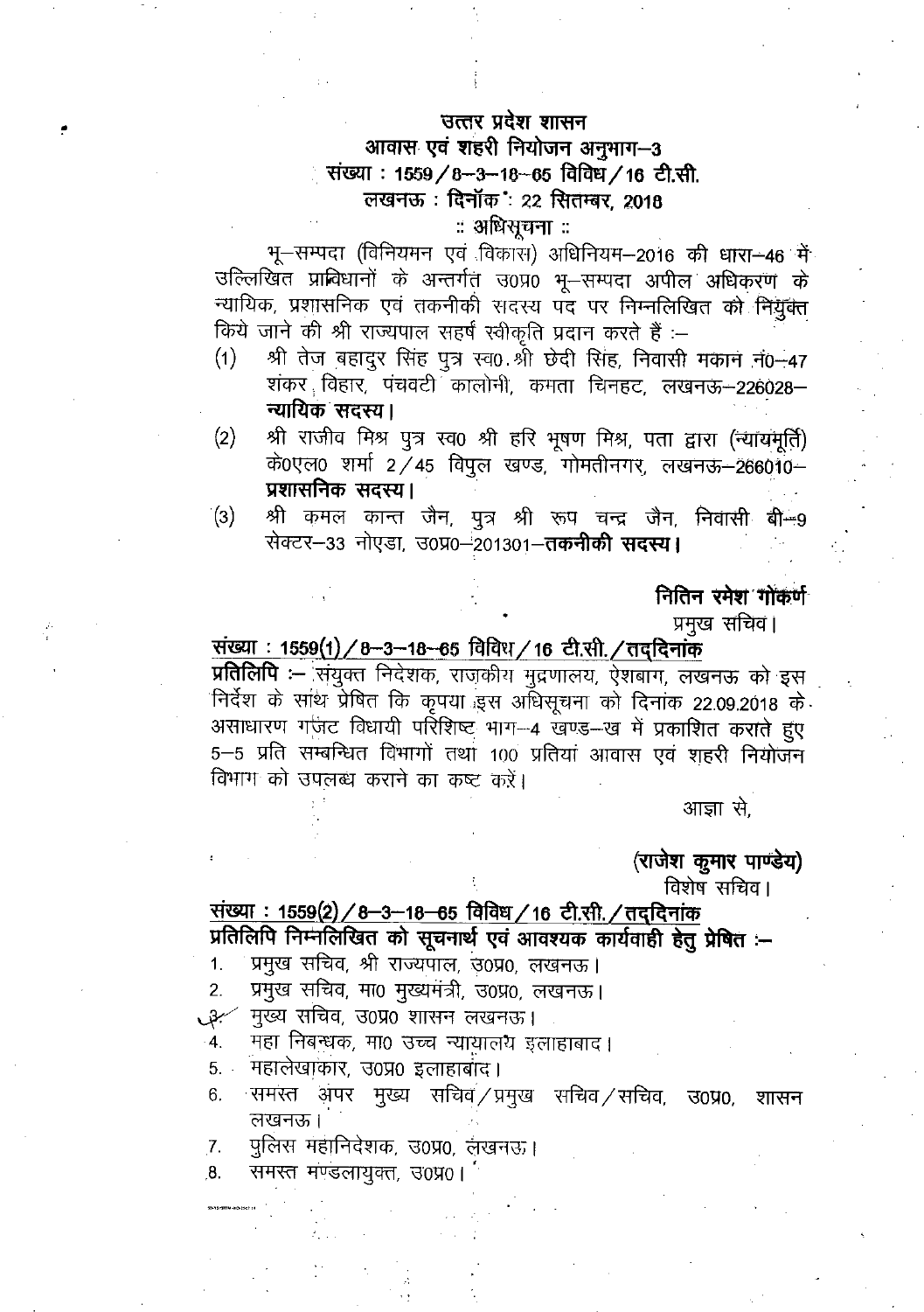**उत्तर प्रदेश शासन**

**आवास एवं शहरी नियोजन अनुभाग–3**

**संख्या : 1559/8–3–18–65 विविध/16 टी.सी.**

**लखनऊ : दिनांक : 22 सितम्बर, 2018**

:: अधिसूचना ::

भू–सम्पदा (विनियमन एवं विकास) अधिनियम–2016 की धारा–46 में उल्लिखित प्राविधानों के अन्तर्गत उ0प्र0 भू–सम्पदा अपील अधिकरण के न्यायिक, प्रशासनिक एवं तकनीकी सदस्य पद पर निम्नलिखित की नियुक्त किये जाने की श्री राज्यपाल सहर्ष स्वीकृति प्रदान करते हैं :–

(1) श्री तेज बहादुर सिंह पुत्र स्व0 श्री छेदी सिंह, निवासी मकान नं0–47 शंकर विहार, पंचवटी कालोनी, कमता चिनहट, लखनऊ–226028–**न्यायिक सदस्य।**

(2) श्री राजीव मिश्र पुत्र स्व0 श्री हरि भूषण मिश्र, पता द्वारा (न्यायमूर्ति) के0एल0 शर्मा 2/45 विपुल खण्ड, गोमतीनगर, लखनऊ–266010–**प्रशासनिक सदस्य।**

(3) श्री कमल कान्त जैन, पुत्र श्री रूप चन्द्र जैन, निवासी बी–9 सेक्टर–33 नोएडा, उ0प्र0–201301–**तकनीकी सदस्य।**

**नितिन रमेश गोकर्ण**

प्रमुख सचिव।

**संख्या : 1559(1)/8–3–18–65 विविध/16 टी.सी./तद्दिनांक**

**प्रतिलिपि** :– संयुक्त निदेशक, राजकीय मुद्रणालय, ऐशबाग, लखनऊ को इस निर्देश के साथ प्रेषित कि कृपया इस अधिसूचना को दिनांक 22.09.2018 के असाधारण गजट विधायी परिशिष्ट भाग–4 खण्ड–ख में प्रकाशित कराते हुए 5–5 प्रति सम्बन्धित विभागों तथा 100 प्रतियां आवास एवं शहरी नियोजन विभाग को उपलब्ध कराने का कष्ट करें।

आज्ञा से,

**(राजेश कुमार पाण्डेय)**

विशेष सचिव।

**संख्या : 1559(2)/8–3–18–65 विविध/16 टी.सी./तद्दिनांक**

**प्रतिलिपि निम्नलिखित को सूचनार्थ एवं आवश्यक कार्यवाही हेतु प्रेषित :–**

1. प्रमुख सचिव, श्री राज्यपाल, उ0प्र0, लखनऊ।
2. प्रमुख सचिव, मा0 मुख्यमंत्री, उ0प्र0, लखनऊ।
3. मुख्य सचिव, उ0प्र0 शासन लखनऊ।
4. महा निबन्धक, मा0 उच्च न्यायालय इलाहाबाद।
5. महालेखाकार, उ0प्र0 इलाहाबाद।
6. समस्त अपर मुख्य सचिव/प्रमुख सचिव/सचिव, उ0प्र0, शासन लखनऊ।
7. पुलिस महानिदेशक, उ0प्र0, लखनऊ।
8. समस्त मण्डलायुक्त, उ0प्र0।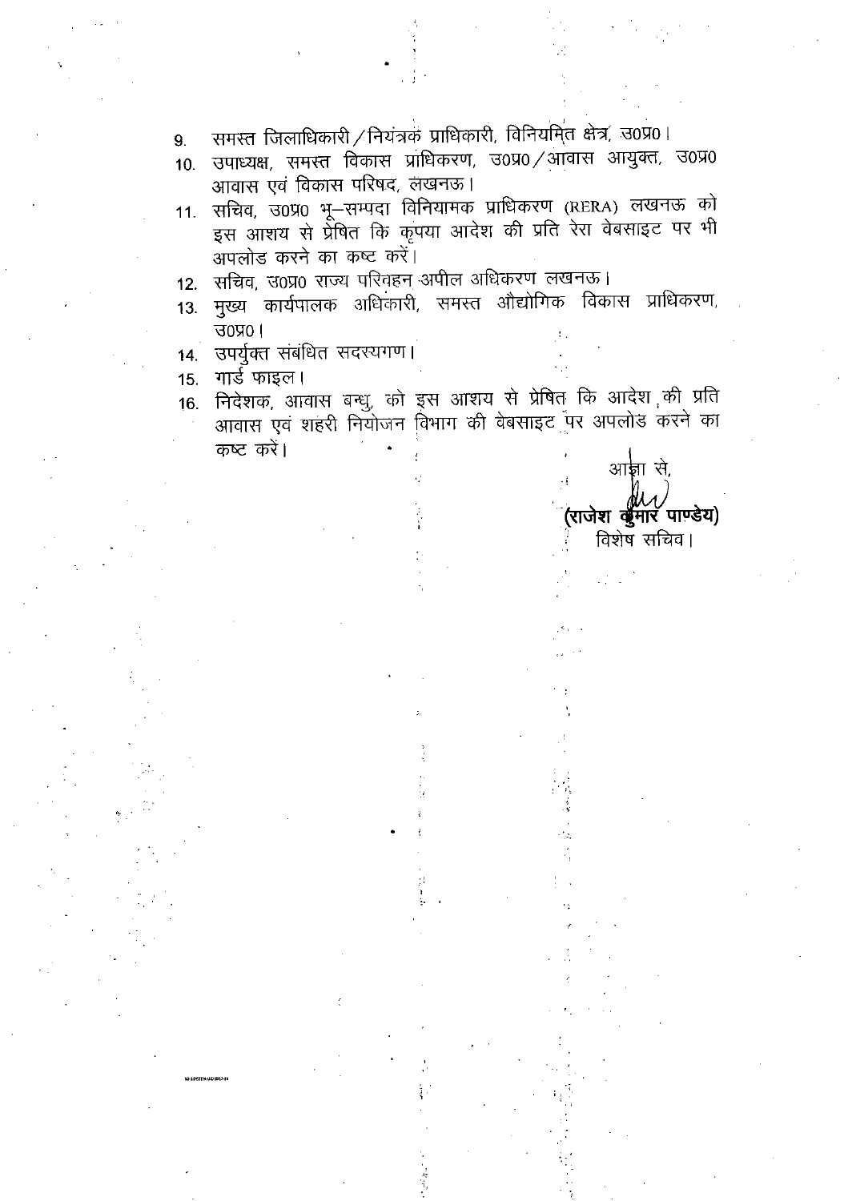9. समस्त जिलाधिकारी/नियंत्रक प्राधिकारी, विनियमित क्षेत्र, उ0प्र0।
10. उपाध्यक्ष, समस्त विकास प्राधिकरण, उ0प्र0/आवास आयुक्त, उ0प्र0 आवास एवं विकास परिषद, लखनऊ।
11. सचिव, उ0प्र0 भू–सम्पदा विनियामक प्राधिकरण (RERA) लखनऊ को इस आशय से प्रेषित कि कृपया आदेश की प्रति रेरा वेबसाइट पर भी अपलोड करने का कष्ट करें।
12. सचिव, उ0प्र0 राज्य परिवहन अपील अधिकरण लखनऊ।
13. मुख्य कार्यपालक अधिकारी, समस्त औद्योगिक विकास प्राधिकरण, उ0प्र0।
14. उपर्युक्त संबंधित सदस्यगण।
15. गार्ड फाइल।
16. निदेशक, आवास बन्धु, को इस आशय से प्रेषित कि आदेश की प्रति आवास एवं शहरी नियोजन विभाग की वेबसाइट पर अपलोड करने का कष्ट करें।

आज्ञा से,

**(राजेश कुमार पाण्डेय)**
विशेष सचिव।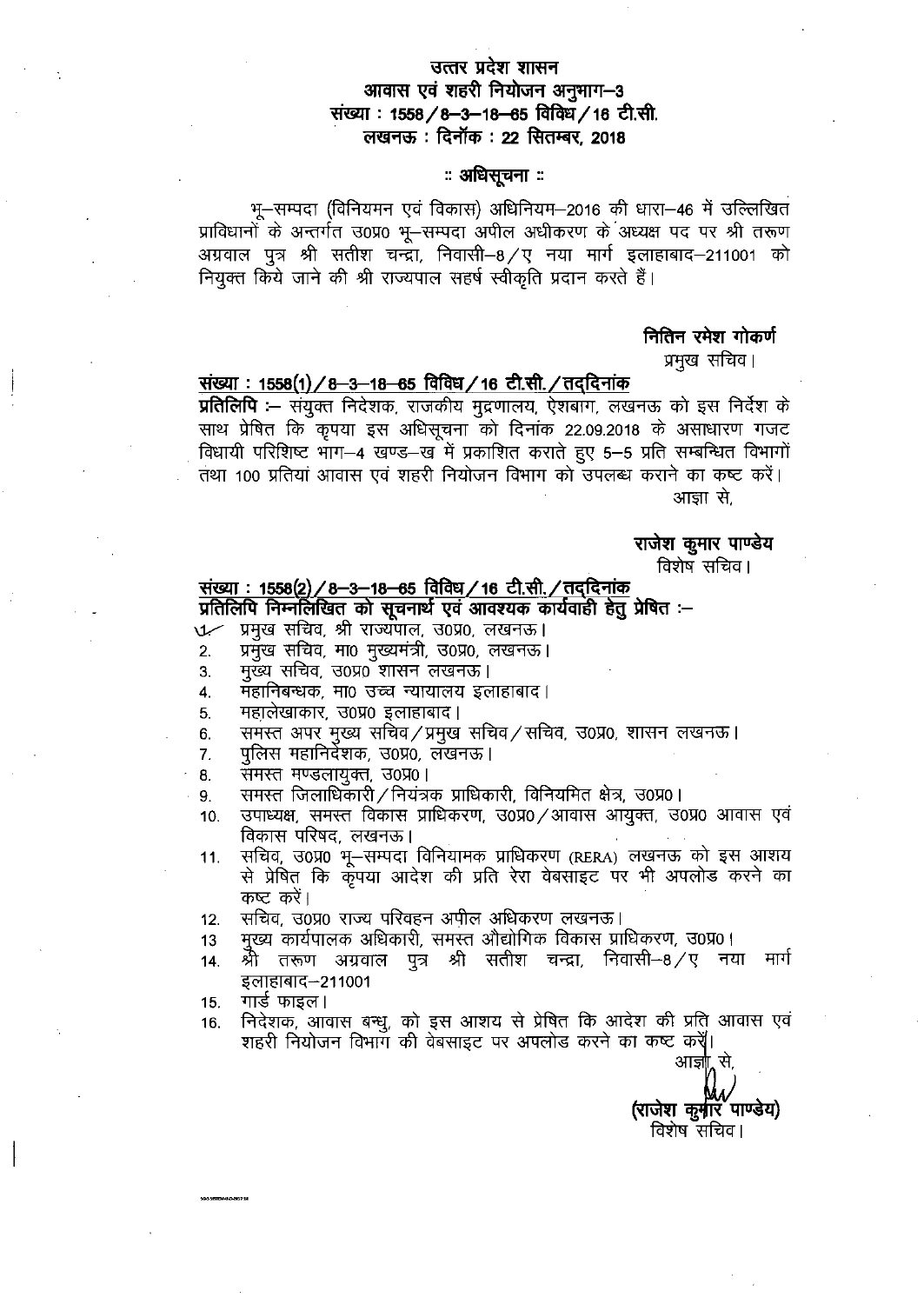**उत्तर प्रदेश शासन**
**आवास एवं शहरी नियोजन अनुभाग–3**
**संख्या : 1558 / 8–3–18–65 विविध / 16 टी.सी.**
**लखनऊ : दिनॉक : 22 सितम्बर, 2018**

**:: अधिसूचना ::**

भू–सम्पदा (विनियमन एवं विकास) अधिनियम–2016 की धारा–46 में उल्लिखित प्राविधानों के अन्तर्गत उ0प्र0 भू–सम्पदा अपील अधीकरण के अध्यक्ष पद पर श्री तरूण अग्रवाल पुत्र श्री सतीश चन्द्रा, निवासी–8/ए नया मार्ग इलाहाबाद–211001 को नियुक्त किये जाने की श्री राज्यपाल सहर्ष स्वीकृति प्रदान करते हैं।

**नितिन रमेश गोकर्ण**
प्रमुख सचिव।

**संख्या : 1558(1) / 8–3–18–65 विविध / 16 टी.सी. / तद्दिनांक**

**प्रतिलिपि :–** संयुक्त निदेशक, राजकीय मुद्रणालय, ऐशबाग, लखनऊ को इस निर्देश के साथ प्रेषित कि कृपया इस अधिसूचना को दिनांक 22.09.2018 के असाधारण गजट विधायी परिशिष्ट भाग–4 खण्ड–ख में प्रकाशित कराते हुए 5–5 प्रति सम्बन्धित विभागों तथा 100 प्रतियां आवास एवं शहरी नियोजन विभाग को उपलब्ध कराने का कष्ट करें।

आज्ञा से,

**राजेश कुमार पाण्डेय**
विशेष सचिव।

**संख्या : 1558(2) / 8–3–18–65 विविध / 16 टी.सी. / तद्दिनांक**
**प्रतिलिपि निम्नलिखित को सूचनार्थ एवं आवश्यक कार्यवाही हेतु प्रेषित :–**

1. प्रमुख सचिव, श्री राज्यपाल, उ0प्र0, लखनऊ।
2. प्रमुख सचिव, मा0 मुख्यमंत्री, उ0प्र0, लखनऊ।
3. मुख्य सचिव, उ0प्र0 शासन लखनऊ।
4. महानिबन्धक, मा0 उच्च न्यायालय इलाहाबाद।
5. महालेखाकार, उ0प्र0 इलाहाबाद।
6. समस्त अपर मुख्य सचिव / प्रमुख सचिव / सचिव, उ0प्र0, शासन लखनऊ।
7. पुलिस महानिदेशक, उ0प्र0, लखनऊ।
8. समस्त मण्डलायुक्त, उ0प्र0।
9. समस्त जिलाधिकारी / नियंत्रक प्राधिकारी, विनियमित क्षेत्र, उ0प्र0।
10. उपाध्यक्ष, समस्त विकास प्राधिकरण, उ0प्र0 / आवास आयुक्त, उ0प्र0 आवास एवं विकास परिषद, लखनऊ।
11. सचिव, उ0प्र0 भू–सम्पदा विनियामक प्राधिकरण (RERA) लखनऊ को इस आशय से प्रेषित कि कृपया आदेश की प्रति रेरा वेबसाइट पर भी अपलोड करने का कष्ट करें।
12. सचिव, उ0प्र0 राज्य परिवहन अपील अधिकरण लखनऊ।
13. मुख्य कार्यपालक अधिकारी, समस्त औद्योगिक विकास प्राधिकरण, उ0प्र0।
14. श्री तरूण अग्रवाल पुत्र श्री सतीश चन्द्रा, निवासी–8/ए नया मार्ग इलाहाबाद–211001
15. गार्ड फाइल।
16. निदेशक, आवास बन्धु, को इस आशय से प्रेषित कि आदेश की प्रति आवास एवं शहरी नियोजन विभाग की वेबसाइट पर अपलोड करने का कष्ट करें।

आज्ञा से,

**(राजेश कुमार पाण्डेय)**
विशेष सचिव।